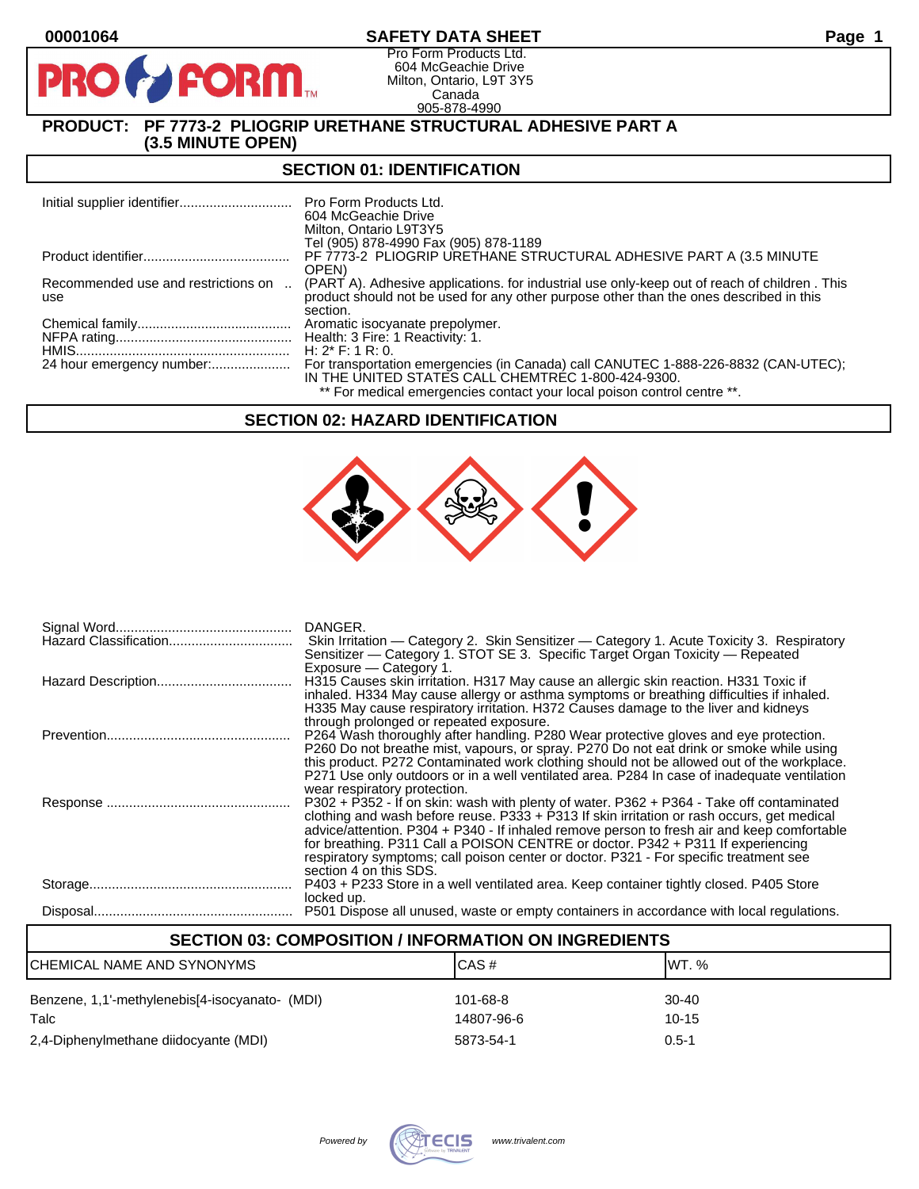00001064

# SAFETY DATA SHEET

Pro Form Products Ltd.
604 McGeachie Drive
Milton, Ontario, L9T 3Y5
Canada
905-878-4990

**PRODUCT: PF 7773-2 PLIOGRIP URETHANE STRUCTURAL ADHESIVE PART A (3.5 MINUTE OPEN)**

## SECTION 01: IDENTIFICATION

| | |
|---|---|
| Initial supplier identifier | Pro Form Products Ltd.<br>604 McGeachie Drive<br>Milton, Ontario L9T3Y5<br>Tel (905) 878-4990 Fax (905) 878-1189 |
| Product identifier | PF 7773-2 PLIOGRIP URETHANE STRUCTURAL ADHESIVE PART A (3.5 MINUTE OPEN) |
| Recommended use and restrictions on use | (PART A). Adhesive applications. for industrial use only-keep out of reach of children . This product should not be used for any other purpose other than the ones described in this section. |
| Chemical family | Aromatic isocyanate prepolymer. |
| NFPA rating | Health: 3 Fire: 1 Reactivity: 1. |
| HMIS | H: 2* F: 1 R: 0. |
| 24 hour emergency number: | For transportation emergencies (in Canada) call CANUTEC 1-888-226-8832 (CAN-UTEC); IN THE UNITED STATES CALL CHEMTREC 1-800-424-9300.<br>** For medical emergencies contact your local poison control centre **. |

## SECTION 02: HAZARD IDENTIFICATION

| | |
|---|---|
| Signal Word | DANGER. |
| Hazard Classification | Skin Irritation — Category 2. Skin Sensitizer — Category 1. Acute Toxicity 3. Respiratory Sensitizer — Category 1. STOT SE 3. Specific Target Organ Toxicity — Repeated Exposure — Category 1. |
| Hazard Description | H315 Causes skin irritation. H317 May cause an allergic skin reaction. H331 Toxic if inhaled. H334 May cause allergy or asthma symptoms or breathing difficulties if inhaled. H335 May cause respiratory irritation. H372 Causes damage to the liver and kidneys through prolonged or repeated exposure. |
| Prevention | P264 Wash thoroughly after handling. P280 Wear protective gloves and eye protection. P260 Do not breathe mist, vapours, or spray. P270 Do not eat drink or smoke while using this product. P272 Contaminated work clothing should not be allowed out of the workplace. P271 Use only outdoors or in a well ventilated area. P284 In case of inadequate ventilation wear respiratory protection. |
| Response | P302 + P352 - If on skin: wash with plenty of water. P362 + P364 - Take off contaminated clothing and wash before reuse. P333 + P313 If skin irritation or rash occurs, get medical advice/attention. P304 + P340 - If inhaled remove person to fresh air and keep comfortable for breathing. P311 Call a POISON CENTRE or doctor. P342 + P311 If experiencing respiratory symptoms; call poison center or doctor. P321 - For specific treatment see section 4 on this SDS. |
| Storage | P403 + P233 Store in a well ventilated area. Keep container tightly closed. P405 Store locked up. |
| Disposal | P501 Dispose all unused, waste or empty containers in accordance with local regulations. |

## SECTION 03: COMPOSITION / INFORMATION ON INGREDIENTS

| CHEMICAL NAME AND SYNONYMS | CAS # | WT. % |
|---|---|---|
| Benzene, 1,1'-methylenebis[4-isocyanato- (MDI) | 101-68-8 | 30-40 |
| Talc | 14807-96-6 | 10-15 |
| 2,4-Diphenylmethane diidocyante (MDI) | 5873-54-1 | 0.5-1 |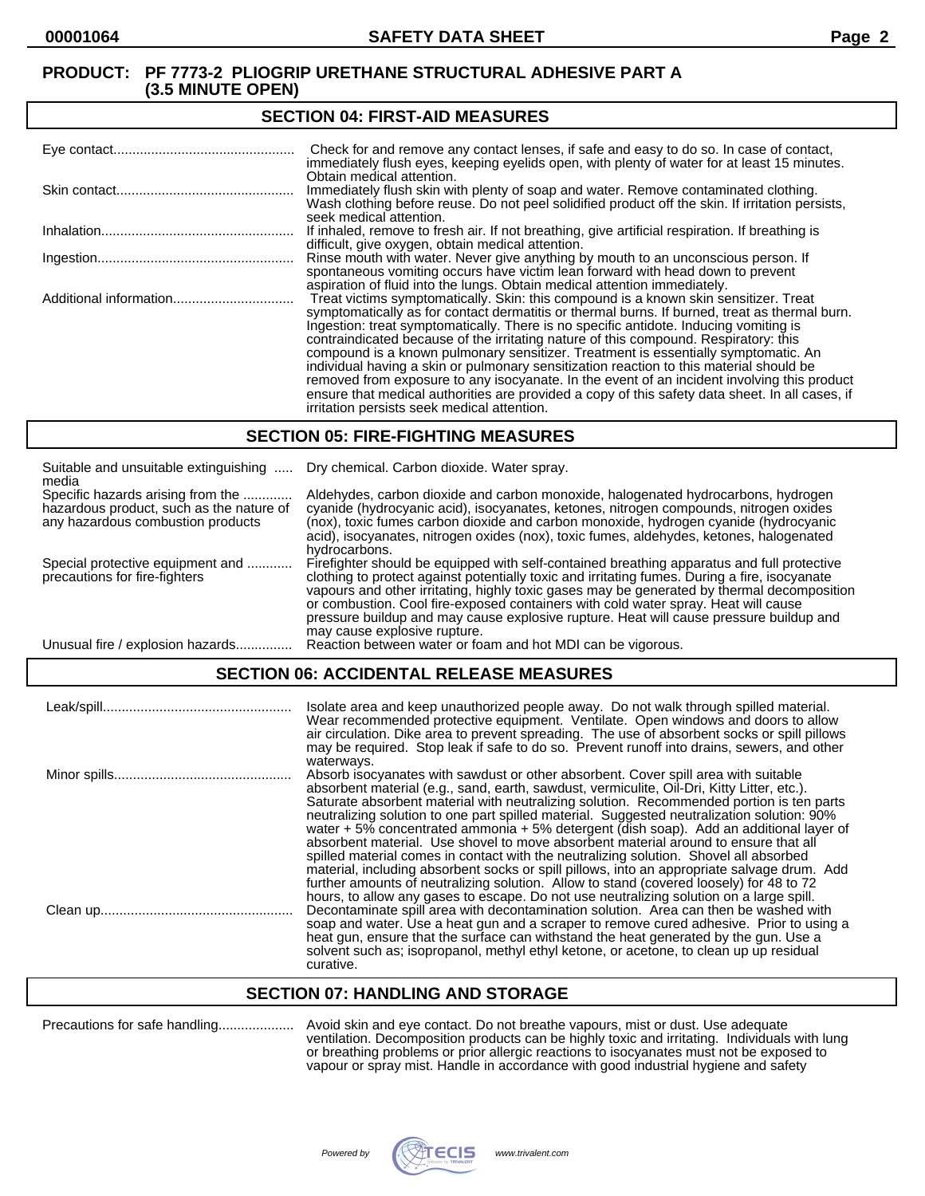**PRODUCT: PF 7773-2 PLIOGRIP URETHANE STRUCTURAL ADHESIVE PART A (3.5 MINUTE OPEN)**

## SECTION 04: FIRST-AID MEASURES

| | |
|---|---|
| Eye contact | Check for and remove any contact lenses, if safe and easy to do so. In case of contact, immediately flush eyes, keeping eyelids open, with plenty of water for at least 15 minutes. Obtain medical attention. |
| Skin contact | Immediately flush skin with plenty of soap and water. Remove contaminated clothing. Wash clothing before reuse. Do not peel solidified product off the skin. If irritation persists, seek medical attention. |
| Inhalation | If inhaled, remove to fresh air. If not breathing, give artificial respiration. If breathing is difficult, give oxygen, obtain medical attention. |
| Ingestion | Rinse mouth with water. Never give anything by mouth to an unconscious person. If spontaneous vomiting occurs have victim lean forward with head down to prevent aspiration of fluid into the lungs. Obtain medical attention immediately. |
| Additional information | Treat victims symptomatically. Skin: this compound is a known skin sensitizer. Treat symptomatically as for contact dermatitis or thermal burns. If burned, treat as thermal burn. Ingestion: treat symptomatically. There is no specific antidote. Inducing vomiting is contraindicated because of the irritating nature of this compound. Respiratory: this compound is a known pulmonary sensitizer. Treatment is essentially symptomatic. An individual having a skin or pulmonary sensitization reaction to this material should be removed from exposure to any isocyanate. In the event of an incident involving this product ensure that medical authorities are provided a copy of this safety data sheet. In all cases, if irritation persists seek medical attention. |

## SECTION 05: FIRE-FIGHTING MEASURES

| | |
|---|---|
| Suitable and unsuitable extinguishing media | Dry chemical. Carbon dioxide. Water spray. |
| Specific hazards arising from the hazardous product, such as the nature of any hazardous combustion products | Aldehydes, carbon dioxide and carbon monoxide, halogenated hydrocarbons, hydrogen cyanide (hydrocyanic acid), isocyanates, ketones, nitrogen compounds, nitrogen oxides (nox), toxic fumes carbon dioxide and carbon monoxide, hydrogen cyanide (hydrocyanic acid), isocyanates, nitrogen oxides (nox), toxic fumes, aldehydes, ketones, halogenated hydrocarbons. |
| Special protective equipment and precautions for fire-fighters | Firefighter should be equipped with self-contained breathing apparatus and full protective clothing to protect against potentially toxic and irritating fumes. During a fire, isocyanate vapours and other irritating, highly toxic gases may be generated by thermal decomposition or combustion. Cool fire-exposed containers with cold water spray. Heat will cause pressure buildup and may cause explosive rupture. Heat will cause pressure buildup and may cause explosive rupture. |
| Unusual fire / explosion hazards | Reaction between water or foam and hot MDI can be vigorous. |

## SECTION 06: ACCIDENTAL RELEASE MEASURES

| | |
|---|---|
| Leak/spill | Isolate area and keep unauthorized people away. Do not walk through spilled material. Wear recommended protective equipment. Ventilate. Open windows and doors to allow air circulation. Dike area to prevent spreading. The use of absorbent socks or spill pillows may be required. Stop leak if safe to do so. Prevent runoff into drains, sewers, and other waterways. |
| Minor spills | Absorb isocyanates with sawdust or other absorbent. Cover spill area with suitable absorbent material (e.g., sand, earth, sawdust, vermiculite, Oil-Dri, Kitty Litter, etc.). Saturate absorbent material with neutralizing solution. Recommended portion is ten parts neutralizing solution to one part spilled material. Suggested neutralization solution: 90% water + 5% concentrated ammonia + 5% detergent (dish soap). Add an additional layer of absorbent material. Use shovel to move absorbent material around to ensure that all spilled material comes in contact with the neutralizing solution. Shovel all absorbed material, including absorbent socks or spill pillows, into an appropriate salvage drum. Add further amounts of neutralizing solution. Allow to stand (covered loosely) for 48 to 72 hours, to allow any gases to escape. Do not use neutralizing solution on a large spill. |
| Clean up | Decontaminate spill area with decontamination solution. Area can then be washed with soap and water. Use a heat gun and a scraper to remove cured adhesive. Prior to using a heat gun, ensure that the surface can withstand the heat generated by the gun. Use a solvent such as; isopropanol, methyl ethyl ketone, or acetone, to clean up up residual curative. |

## SECTION 07: HANDLING AND STORAGE

| | |
|---|---|
| Precautions for safe handling | Avoid skin and eye contact. Do not breathe vapours, mist or dust. Use adequate ventilation. Decomposition products can be highly toxic and irritating. Individuals with lung or breathing problems or prior allergic reactions to isocyanates must not be exposed to vapour or spray mist. Handle in accordance with good industrial hygiene and safety |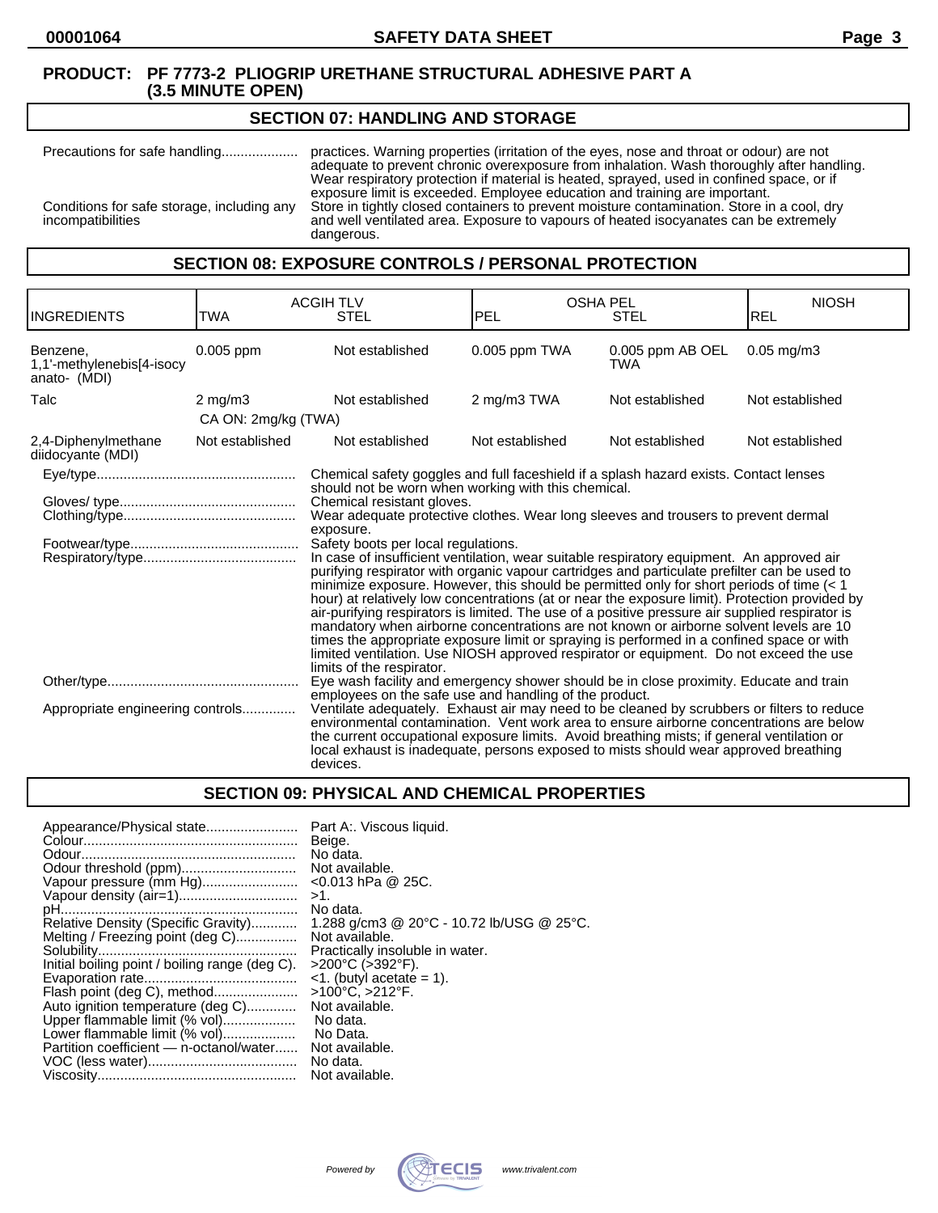**PRODUCT: PF 7773-2 PLIOGRIP URETHANE STRUCTURAL ADHESIVE PART A (3.5 MINUTE OPEN)**

## SECTION 07: HANDLING AND STORAGE

Precautions for safe handling.................... practices. Warning properties (irritation of the eyes, nose and throat or odour) are not adequate to prevent chronic overexposure from inhalation. Wash thoroughly after handling. Wear respiratory protection if material is heated, sprayed, used in confined space, or if exposure limit is exceeded. Employee education and training are important.

Conditions for safe storage, including any incompatibilities: Store in tightly closed containers to prevent moisture contamination. Store in a cool, dry and well ventilated area. Exposure to vapours of heated isocyanates can be extremely dangerous.

## SECTION 08: EXPOSURE CONTROLS / PERSONAL PROTECTION

| INGREDIENTS | ACGIH TLV TWA | ACGIH TLV STEL | OSHA PEL PEL | OSHA PEL STEL | NIOSH REL |
|---|---|---|---|---|---|
| Benzene, 1,1'-methylenebis[4-isocyanato- (MDI) | 0.005 ppm | Not established | 0.005 ppm TWA | 0.005 ppm AB OEL TWA | 0.05 mg/m3 |
| Talc | 2 mg/m3<br>CA ON: 2mg/kg (TWA) | Not established | 2 mg/m3 TWA | Not established | Not established |
| 2,4-Diphenylmethane diidocyante (MDI) | Not established | Not established | Not established | Not established | Not established |

Eye/type.................................................... Chemical safety goggles and full faceshield if a splash hazard exists. Contact lenses should not be worn when working with this chemical.

Gloves/ type.............................................. Chemical resistant gloves.

Clothing/type............................................. Wear adequate protective clothes. Wear long sleeves and trousers to prevent dermal exposure.

Footwear/type............................................ Safety boots per local regulations.

Respiratory/type........................................ In case of insufficient ventilation, wear suitable respiratory equipment. An approved air purifying respirator with organic vapour cartridges and particulate prefilter can be used to minimize exposure. However, this should be permitted only for short periods of time (< 1 hour) at relatively low concentrations (at or near the exposure limit). Protection provided by air-purifying respirators is limited. The use of a positive pressure air supplied respirator is mandatory when airborne concentrations are not known or airborne solvent levels are 10 times the appropriate exposure limit or spraying is performed in a confined space or with limited ventilation. Use NIOSH approved respirator or equipment. Do not exceed the use limits of the respirator.

Other/type.................................................. Eye wash facility and emergency shower should be in close proximity. Educate and train employees on the safe use and handling of the product.

Appropriate engineering controls.............. Ventilate adequately. Exhaust air may need to be cleaned by scrubbers or filters to reduce environmental contamination. Vent work area to ensure airborne concentrations are below the current occupational exposure limits. Avoid breathing mists; if general ventilation or local exhaust is inadequate, persons exposed to mists should wear approved breathing devices.

## SECTION 09: PHYSICAL AND CHEMICAL PROPERTIES

Appearance/Physical state........................ Part A:. Viscous liquid.
Colour........................................................ Beige.
Odour......................................................... No data.
Odour threshold (ppm).............................. Not available.
Vapour pressure (mm Hg)......................... <0.013 hPa @ 25C.
Vapour density (air=1).............................. >1.
pH.............................................................. No data.
Relative Density (Specific Gravity)............ 1.288 g/cm3 @ 20°C - 10.72 lb/USG @ 25°C.
Melting / Freezing point (deg C)................ Not available.
Solubility.................................................... Practically insoluble in water.
Initial boiling point / boiling range (deg C). >200°C (>392°F).
Evaporation rate........................................ <1. (butyl acetate = 1).
Flash point (deg C), method...................... >100°C, >212°F.
Auto ignition temperature (deg C)............. Not available.
Upper flammable limit (% vol)................... No data.
Lower flammable limit (% vol)................... No Data.
Partition coefficient — n-octanol/water...... Not available.
VOC (less water)....................................... No data.
Viscosity.................................................... Not available.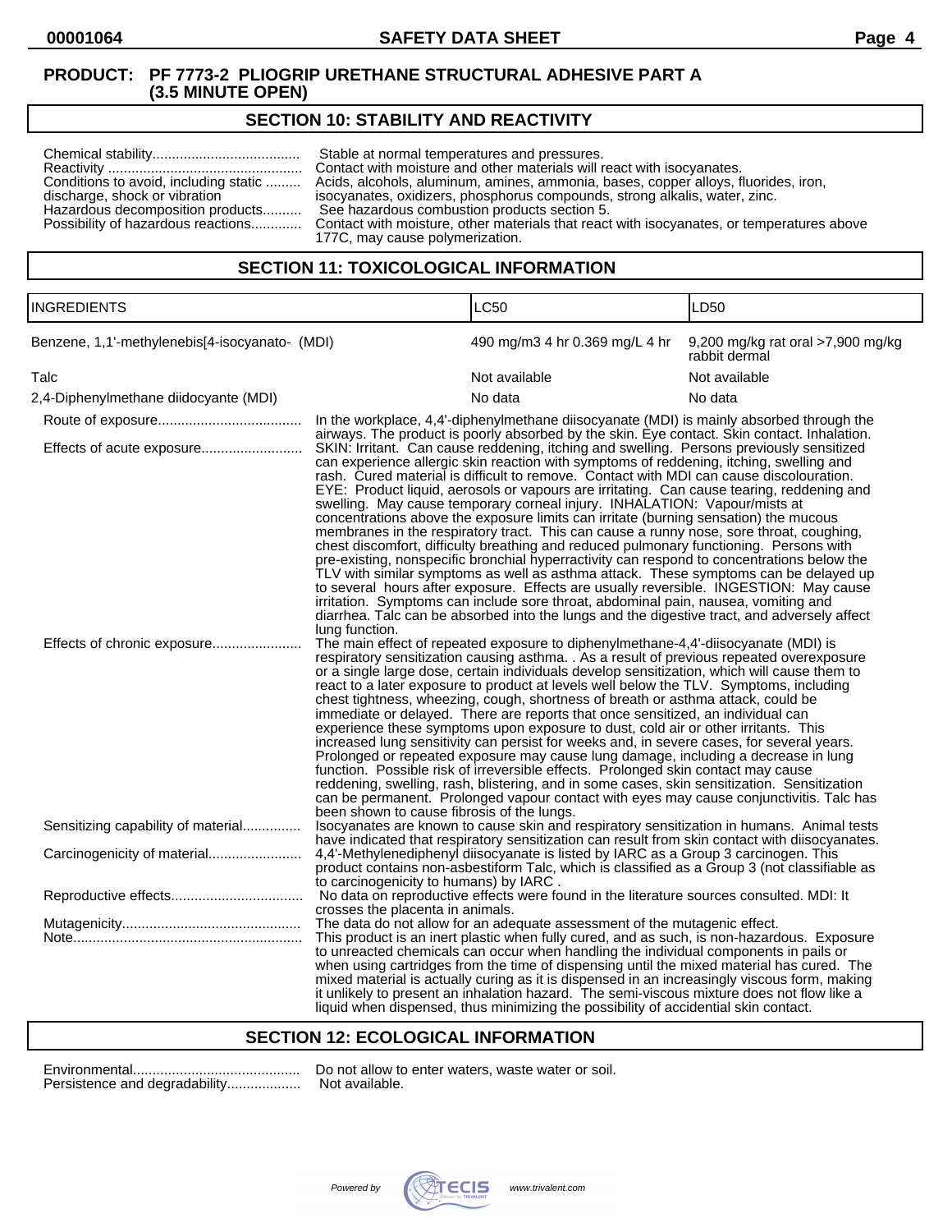**PRODUCT: PF 7773-2 PLIOGRIP URETHANE STRUCTURAL ADHESIVE PART A (3.5 MINUTE OPEN)**

## SECTION 10: STABILITY AND REACTIVITY

Chemical stability...................................... Stable at normal temperatures and pressures.
Reactivity ................................................. Contact with moisture and other materials will react with isocyanates.
Conditions to avoid, including static discharge, shock or vibration ......... Acids, alcohols, aluminum, amines, ammonia, bases, copper alloys, fluorides, iron, isocyanates, oxidizers, phosphorus compounds, strong alkalis, water, zinc.
Hazardous decomposition products.......... See hazardous combustion products section 5.
Possibility of hazardous reactions............. Contact with moisture, other materials that react with isocyanates, or temperatures above 177C, may cause polymerization.

## SECTION 11: TOXICOLOGICAL INFORMATION

| INGREDIENTS | LC50 | LD50 |
|---|---|---|
| Benzene, 1,1'-methylenebis[4-isocyanato- (MDI) | 490 mg/m3 4 hr 0.369 mg/L 4 hr | 9,200 mg/kg rat oral >7,900 mg/kg rabbit dermal |
| Talc | Not available | Not available |
| 2,4-Diphenylmethane diidocyante (MDI) | No data | No data |

Route of exposure..................................... In the workplace, 4,4'-diphenylmethane diisocyanate (MDI) is mainly absorbed through the airways. The product is poorly absorbed by the skin. Eye contact. Skin contact. Inhalation.

Effects of acute exposure.......................... SKIN: Irritant. Can cause reddening, itching and swelling. Persons previously sensitized can experience allergic skin reaction with symptoms of reddening, itching, swelling and rash. Cured material is difficult to remove. Contact with MDI can cause discolouration. EYE: Product liquid, aerosols or vapours are irritating. Can cause tearing, reddening and swelling. May cause temporary corneal injury. INHALATION: Vapour/mists at concentrations above the exposure limits can irritate (burning sensation) the mucous membranes in the respiratory tract. This can cause a runny nose, sore throat, coughing, chest discomfort, difficulty breathing and reduced pulmonary functioning. Persons with pre-existing, nonspecific bronchial hyperactivity can respond to concentrations below the TLV with similar symptoms as well as asthma attack. These symptoms can be delayed up to several hours after exposure. Effects are usually reversible. INGESTION: May cause irritation. Symptoms can include sore throat, abdominal pain, nausea, vomiting and diarrhea. Talc can be absorbed into the lungs and the digestive tract, and adversely affect lung function.

Effects of chronic exposure....................... The main effect of repeated exposure to diphenylmethane-4,4'-diisocyanate (MDI) is respiratory sensitization causing asthma. . As a result of previous repeated overexposure or a single large dose, certain individuals develop sensitization, which will cause them to react to a later exposure to product at levels well below the TLV. Symptoms, including chest tightness, wheezing, cough, shortness of breath or asthma attack, could be immediate or delayed. There are reports that once sensitized, an individual can experience these symptoms upon exposure to dust, cold air or other irritants. This increased lung sensitivity can persist for weeks and, in severe cases, for several years. Prolonged or repeated exposure may cause lung damage, including a decrease in lung function. Possible risk of irreversible effects. Prolonged skin contact may cause reddening, swelling, rash, blistering, and in some cases, skin sensitization. Sensitization can be permanent. Prolonged vapour contact with eyes may cause conjunctivitis. Talc has been shown to cause fibrosis of the lungs.

Sensitizing capability of material............... Isocyanates are known to cause skin and respiratory sensitization in humans. Animal tests have indicated that respiratory sensitization can result from skin contact with diisocyanates.

Carcinogenicity of material........................ 4,4'-Methylenediphenyl diisocyanate is listed by IARC as a Group 3 carcinogen. This product contains non-asbestiform Talc, which is classified as a Group 3 (not classifiable as to carcinogenicity to humans) by IARC .

Reproductive effects................................. No data on reproductive effects were found in the literature sources consulted. MDI: It crosses the placenta in animals.

Mutagenicity............................................. The data do not allow for an adequate assessment of the mutagenic effect.

Note........................................................... This product is an inert plastic when fully cured, and as such, is non-hazardous. Exposure to unreacted chemicals can occur when handling the individual components in pails or when using cartridges from the time of dispensing until the mixed material has cured. The mixed material is actually curing as it is dispensed in an increasingly viscous form, making it unlikely to present an inhalation hazard. The semi-viscous mixture does not flow like a liquid when dispensed, thus minimizing the possibility of accidental skin contact.

## SECTION 12: ECOLOGICAL INFORMATION

Environmental........................................... Do not allow to enter waters, waste water or soil.
Persistence and degradability................... Not available.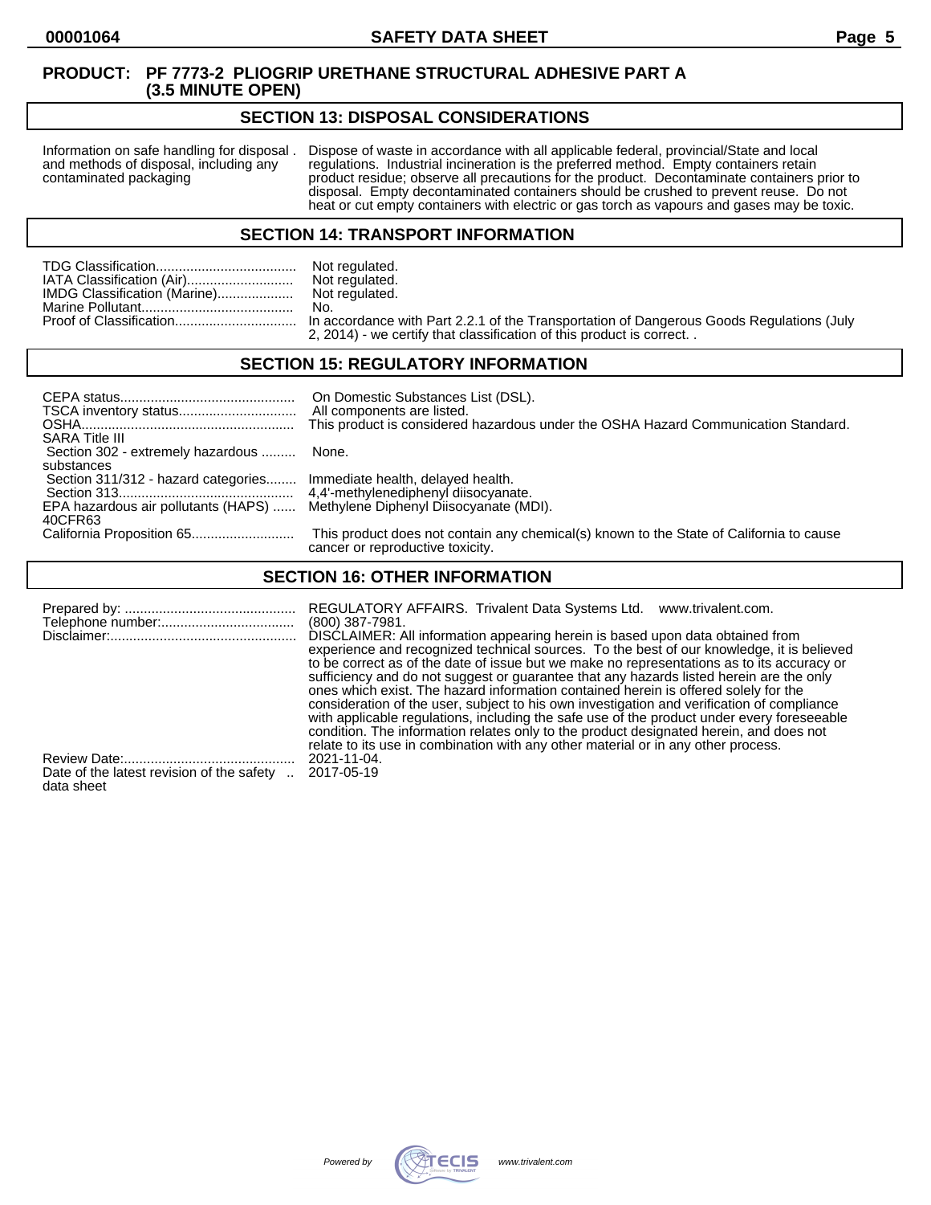**PRODUCT: PF 7773-2 PLIOGRIP URETHANE STRUCTURAL ADHESIVE PART A (3.5 MINUTE OPEN)**

## SECTION 13: DISPOSAL CONSIDERATIONS

| | |
|---|---|
| Information on safe handling for disposal and methods of disposal, including any contaminated packaging | Dispose of waste in accordance with all applicable federal, provincial/State and local regulations. Industrial incineration is the preferred method. Empty containers retain product residue; observe all precautions for the product. Decontaminate containers prior to disposal. Empty decontaminated containers should be crushed to prevent reuse. Do not heat or cut empty containers with electric or gas torch as vapours and gases may be toxic. |

## SECTION 14: TRANSPORT INFORMATION

| | |
|---|---|
| TDG Classification | Not regulated. |
| IATA Classification (Air) | Not regulated. |
| IMDG Classification (Marine) | Not regulated. |
| Marine Pollutant | No. |
| Proof of Classification | In accordance with Part 2.2.1 of the Transportation of Dangerous Goods Regulations (July 2, 2014) - we certify that classification of this product is correct. . |

## SECTION 15: REGULATORY INFORMATION

| | |
|---|---|
| CEPA status | On Domestic Substances List (DSL). |
| TSCA inventory status | All components are listed. |
| OSHA | This product is considered hazardous under the OSHA Hazard Communication Standard. |
| SARA Title III | |
| Section 302 - extremely hazardous substances | None. |
| Section 311/312 - hazard categories | Immediate health, delayed health. |
| Section 313 | 4,4'-methylenediphenyl diisocyanate. |
| EPA hazardous air pollutants (HAPS) 40CFR63 | Methylene Diphenyl Diisocyanate (MDI). |
| California Proposition 65 | This product does not contain any chemical(s) known to the State of California to cause cancer or reproductive toxicity. |

## SECTION 16: OTHER INFORMATION

| | |
|---|---|
| Prepared by: | REGULATORY AFFAIRS. Trivalent Data Systems Ltd. www.trivalent.com. |
| Telephone number: | (800) 387-7981. |
| Disclaimer: | DISCLAIMER: All information appearing herein is based upon data obtained from experience and recognized technical sources. To the best of our knowledge, it is believed to be correct as of the date of issue but we make no representations as to its accuracy or sufficiency and do not suggest or guarantee that any hazards listed herein are the only ones which exist. The hazard information contained herein is offered solely for the consideration of the user, subject to his own investigation and verification of compliance with applicable regulations, including the safe use of the product under every foreseeable condition. The information relates only to the product designated herein, and does not relate to its use in combination with any other material or in any other process. |
| Review Date: | 2021-11-04. |
| Date of the latest revision of the safety data sheet | 2017-05-19 |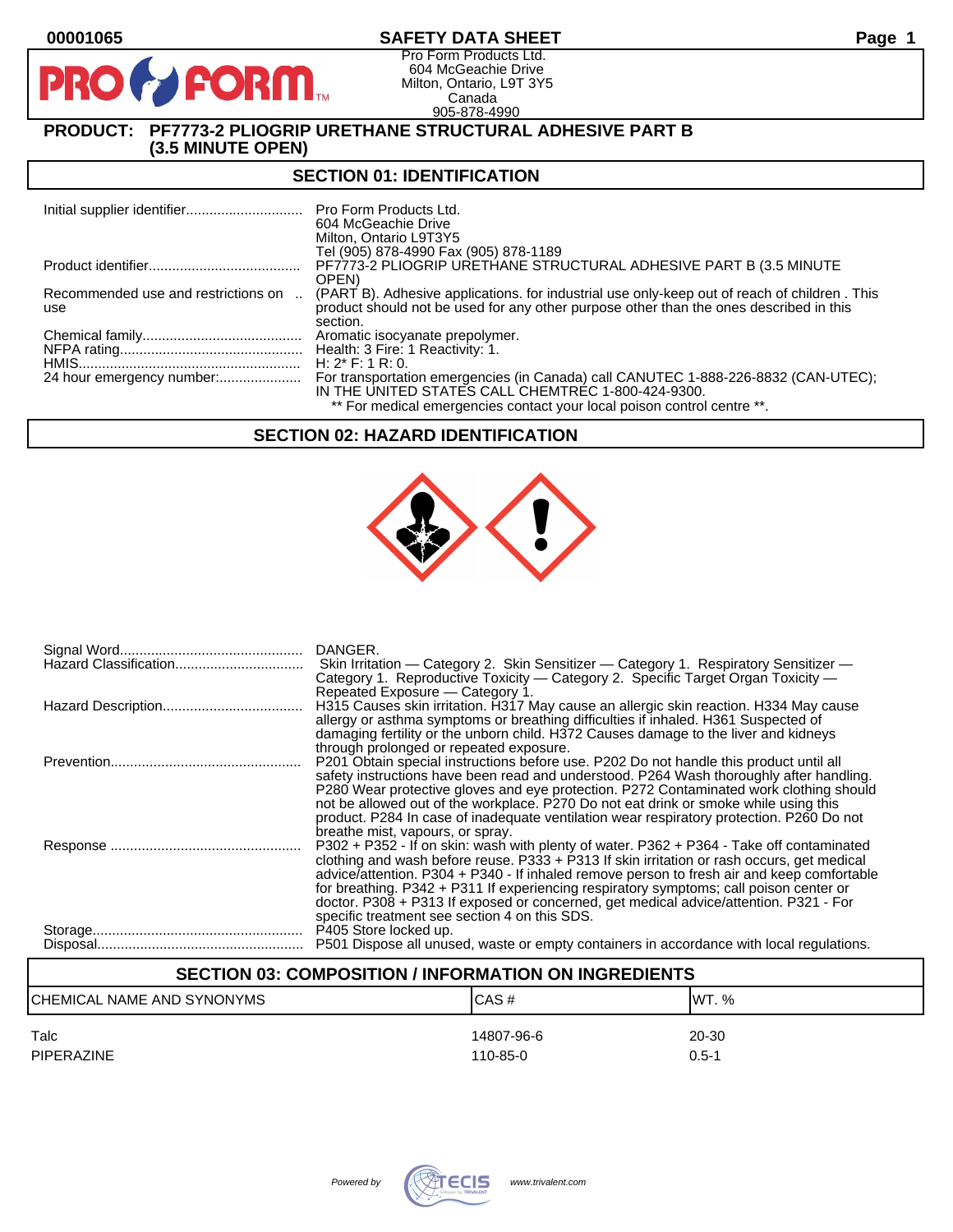**00001065** **SAFETY DATA SHEET**

Pro Form Products Ltd.
604 McGeachie Drive
Milton, Ontario, L9T 3Y5
Canada
905-878-4990

**PRODUCT: PF7773-2 PLIOGRIP URETHANE STRUCTURAL ADHESIVE PART B (3.5 MINUTE OPEN)**

## SECTION 01: IDENTIFICATION

| | |
|---|---|
| Initial supplier identifier | Pro Form Products Ltd.<br>604 McGeachie Drive<br>Milton, Ontario L9T3Y5<br>Tel (905) 878-4990 Fax (905) 878-1189 |
| Product identifier | PF7773-2 PLIOGRIP URETHANE STRUCTURAL ADHESIVE PART B (3.5 MINUTE OPEN) |
| Recommended use and restrictions on use | (PART B). Adhesive applications. for industrial use only-keep out of reach of children . This product should not be used for any other purpose other than the ones described in this section. |
| Chemical family | Aromatic isocyanate prepolymer. |
| NFPA rating | Health: 3 Fire: 1 Reactivity: 1. |
| HMIS | H: 2* F: 1 R: 0. |
| 24 hour emergency number: | For transportation emergencies (in Canada) call CANUTEC 1-888-226-8832 (CAN-UTEC); IN THE UNITED STATES CALL CHEMTREC 1-800-424-9300.<br>** For medical emergencies contact your local poison control centre **. |

## SECTION 02: HAZARD IDENTIFICATION

| | |
|---|---|
| Signal Word | DANGER. |
| Hazard Classification | Skin Irritation — Category 2. Skin Sensitizer — Category 1. Respiratory Sensitizer — Category 1. Reproductive Toxicity — Category 2. Specific Target Organ Toxicity — Repeated Exposure — Category 1. |
| Hazard Description | H315 Causes skin irritation. H317 May cause an allergic skin reaction. H334 May cause allergy or asthma symptoms or breathing difficulties if inhaled. H361 Suspected of damaging fertility or the unborn child. H372 Causes damage to the liver and kidneys through prolonged or repeated exposure. |
| Prevention | P201 Obtain special instructions before use. P202 Do not handle this product until all safety instructions have been read and understood. P264 Wash thoroughly after handling. P280 Wear protective gloves and eye protection. P272 Contaminated work clothing should not be allowed out of the workplace. P270 Do not eat drink or smoke while using this product. P284 In case of inadequate ventilation wear respiratory protection. P260 Do not breathe mist, vapours, or spray. |
| Response | P302 + P352 - If on skin: wash with plenty of water. P362 + P364 - Take off contaminated clothing and wash before reuse. P333 + P313 If skin irritation or rash occurs, get medical advice/attention. P304 + P340 - If inhaled remove person to fresh air and keep comfortable for breathing. P342 + P311 If experiencing respiratory symptoms; call poison center or doctor. P308 + P313 If exposed or concerned, get medical advice/attention. P321 - For specific treatment see section 4 on this SDS. |
| Storage | P405 Store locked up. |
| Disposal | P501 Dispose all unused, waste or empty containers in accordance with local regulations. |

## SECTION 03: COMPOSITION / INFORMATION ON INGREDIENTS

| CHEMICAL NAME AND SYNONYMS | CAS # | WT. % |
|---|---|---|
| Talc | 14807-96-6 | 20-30 |
| PIPERAZINE | 110-85-0 | 0.5-1 |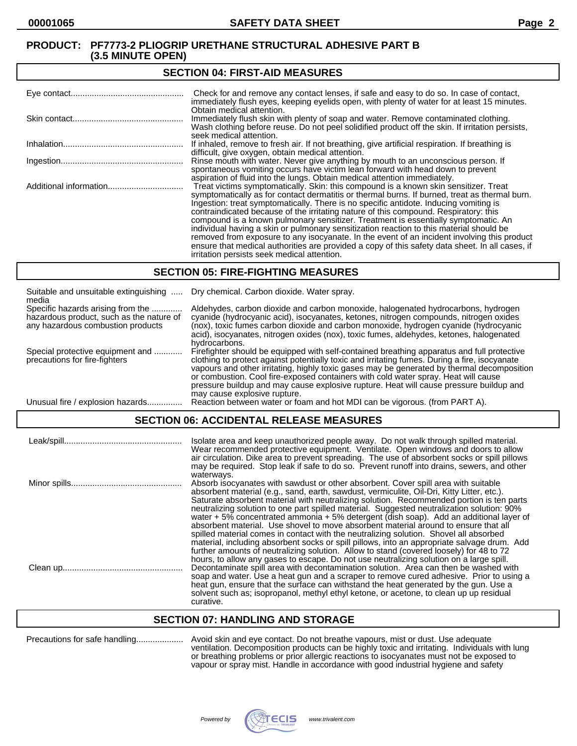**PRODUCT: PF7773-2 PLIOGRIP URETHANE STRUCTURAL ADHESIVE PART B (3.5 MINUTE OPEN)**

## SECTION 04: FIRST-AID MEASURES

| | |
|---|---|
| Eye contact | Check for and remove any contact lenses, if safe and easy to do so. In case of contact, immediately flush eyes, keeping eyelids open, with plenty of water for at least 15 minutes. Obtain medical attention. |
| Skin contact | Immediately flush skin with plenty of soap and water. Remove contaminated clothing. Wash clothing before reuse. Do not peel solidified product off the skin. If irritation persists, seek medical attention. |
| Inhalation | If inhaled, remove to fresh air. If not breathing, give artificial respiration. If breathing is difficult, give oxygen, obtain medical attention. |
| Ingestion | Rinse mouth with water. Never give anything by mouth to an unconscious person. If spontaneous vomiting occurs have victim lean forward with head down to prevent aspiration of fluid into the lungs. Obtain medical attention immediately. |
| Additional information | Treat victims symptomatically. Skin: this compound is a known skin sensitizer. Treat symptomatically as for contact dermatitis or thermal burns. If burned, treat as thermal burn. Ingestion: treat symptomatically. There is no specific antidote. Inducing vomiting is contraindicated because of the irritating nature of this compound. Respiratory: this compound is a known pulmonary sensitizer. Treatment is essentially symptomatic. An individual having a skin or pulmonary sensitization reaction to this material should be removed from exposure to any isocyanate. In the event of an incident involving this product ensure that medical authorities are provided a copy of this safety data sheet. In all cases, if irritation persists seek medical attention. |

## SECTION 05: FIRE-FIGHTING MEASURES

| | |
|---|---|
| Suitable and unsuitable extinguishing media | Dry chemical. Carbon dioxide. Water spray. |
| Specific hazards arising from the hazardous product, such as the nature of any hazardous combustion products | Aldehydes, carbon dioxide and carbon monoxide, halogenated hydrocarbons, hydrogen cyanide (hydrocyanic acid), isocyanates, ketones, nitrogen compounds, nitrogen oxides (nox), toxic fumes carbon dioxide and carbon monoxide, hydrogen cyanide (hydrocyanic acid), isocyanates, nitrogen oxides (nox), toxic fumes, aldehydes, ketones, halogenated hydrocarbons. |
| Special protective equipment and precautions for fire-fighters | Firefighter should be equipped with self-contained breathing apparatus and full protective clothing to protect against potentially toxic and irritating fumes. During a fire, isocyanate vapours and other irritating, highly toxic gases may be generated by thermal decomposition or combustion. Cool fire-exposed containers with cold water spray. Heat will cause pressure buildup and may cause explosive rupture. Heat will cause pressure buildup and may cause explosive rupture. |
| Unusual fire / explosion hazards | Reaction between water or foam and hot MDI can be vigorous. (from PART A). |

## SECTION 06: ACCIDENTAL RELEASE MEASURES

| | |
|---|---|
| Leak/spill | Isolate area and keep unauthorized people away. Do not walk through spilled material. Wear recommended protective equipment. Ventilate. Open windows and doors to allow air circulation. Dike area to prevent spreading. The use of absorbent socks or spill pillows may be required. Stop leak if safe to do so. Prevent runoff into drains, sewers, and other waterways. |
| Minor spills | Absorb isocyanates with sawdust or other absorbent. Cover spill area with suitable absorbent material (e.g., sand, earth, sawdust, vermiculite, Oil-Dri, Kitty Litter, etc.). Saturate absorbent material with neutralizing solution. Recommended portion is ten parts neutralizing solution to one part spilled material. Suggested neutralization solution: 90% water + 5% concentrated ammonia + 5% detergent (dish soap). Add an additional layer of absorbent material. Use shovel to move absorbent material around to ensure that all spilled material comes in contact with the neutralizing solution. Shovel all absorbed material, including absorbent socks or spill pillows, into an appropriate salvage drum. Add further amounts of neutralizing solution. Allow to stand (covered loosely) for 48 to 72 hours, to allow any gases to escape. Do not use neutralizing solution on a large spill. |
| Clean up | Decontaminate spill area with decontamination solution. Area can then be washed with soap and water. Use a heat gun and a scraper to remove cured adhesive. Prior to using a heat gun, ensure that the surface can withstand the heat generated by the gun. Use a solvent such as; isopropanol, methyl ethyl ketone, or acetone, to clean up up residual curative. |

## SECTION 07: HANDLING AND STORAGE

| | |
|---|---|
| Precautions for safe handling | Avoid skin and eye contact. Do not breathe vapours, mist or dust. Use adequate ventilation. Decomposition products can be highly toxic and irritating. Individuals with lung or breathing problems or prior allergic reactions to isocyanates must not be exposed to vapour or spray mist. Handle in accordance with good industrial hygiene and safety |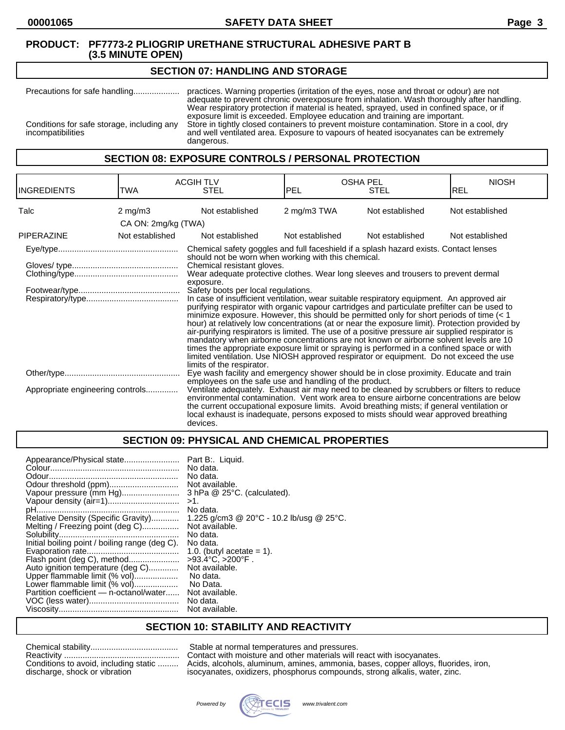**PRODUCT: PF7773-2 PLIOGRIP URETHANE STRUCTURAL ADHESIVE PART B (3.5 MINUTE OPEN)**

## SECTION 07: HANDLING AND STORAGE

Precautions for safe handling.................... practices. Warning properties (irritation of the eyes, nose and throat or odour) are not adequate to prevent chronic overexposure from inhalation. Wash thoroughly after handling. Wear respiratory protection if material is heated, sprayed, used in confined space, or if exposure limit is exceeded. Employee education and training are important.

Conditions for safe storage, including any incompatibilities: Store in tightly closed containers to prevent moisture contamination. Store in a cool, dry and well ventilated area. Exposure to vapours of heated isocyanates can be extremely dangerous.

## SECTION 08: EXPOSURE CONTROLS / PERSONAL PROTECTION

| INGREDIENTS | ACGIH TLV TWA | ACGIH TLV STEL | OSHA PEL PEL | OSHA PEL STEL | NIOSH REL |
|---|---|---|---|---|---|
| Talc | 2 mg/m3<br>CA ON: 2mg/kg (TWA) | Not established | 2 mg/m3 TWA | Not established | Not established |
| PIPERAZINE | Not established | Not established | Not established | Not established | Not established |

Eye/type.................................................... Chemical safety goggles and full faceshield if a splash hazard exists. Contact lenses should not be worn when working with this chemical.

Gloves/ type............................................. Chemical resistant gloves.

Clothing/type............................................ Wear adequate protective clothes. Wear long sleeves and trousers to prevent dermal exposure.

Footwear/type........................................... Safety boots per local regulations.

Respiratory/type....................................... In case of insufficient ventilation, wear suitable respiratory equipment. An approved air purifying respirator with organic vapour cartridges and particulate prefilter can be used to minimize exposure. However, this should be permitted only for short periods of time (< 1 hour) at relatively low concentrations (at or near the exposure limit). Protection provided by air-purifying respirators is limited. The use of a positive pressure air supplied respirator is mandatory when airborne concentrations are not known or airborne solvent levels are 10 times the appropriate exposure limit or spraying is performed in a confined space or with limited ventilation. Use NIOSH approved respirator or equipment. Do not exceed the use limits of the respirator.

Other/type.................................................. Eye wash facility and emergency shower should be in close proximity. Educate and train employees on the safe use and handling of the product.

Appropriate engineering controls............. Ventilate adequately. Exhaust air may need to be cleaned by scrubbers or filters to reduce environmental contamination. Vent work area to ensure airborne concentrations are below the current occupational exposure limits. Avoid breathing mists; if general ventilation or local exhaust is inadequate, persons exposed to mists should wear approved breathing devices.

## SECTION 09: PHYSICAL AND CHEMICAL PROPERTIES

| Property | Value |
|---|---|
| Appearance/Physical state | Part B:. Liquid. |
| Colour | No data. |
| Odour | No data. |
| Odour threshold (ppm) | Not available. |
| Vapour pressure (mm Hg) | 3 hPa @ 25°C. (calculated). |
| Vapour density (air=1) | >1. |
| pH | No data. |
| Relative Density (Specific Gravity) | 1.225 g/cm3 @ 20°C - 10.2 lb/usg @ 25°C. |
| Melting / Freezing point (deg C) | Not available. |
| Solubility | No data. |
| Initial boiling point / boiling range (deg C). | No data. |
| Evaporation rate | 1.0. (butyl acetate = 1). |
| Flash point (deg C), method | >93.4°C, >200°F . |
| Auto ignition temperature (deg C) | Not available. |
| Upper flammable limit (% vol) | No data. |
| Lower flammable limit (% vol) | No Data. |
| Partition coefficient — n-octanol/water | Not available. |
| VOC (less water) | No data. |
| Viscosity | Not available. |

## SECTION 10: STABILITY AND REACTIVITY

Chemical stability...................................... Stable at normal temperatures and pressures.

Reactivity .................................................. Contact with moisture and other materials will react with isocyanates.

Conditions to avoid, including static discharge, shock or vibration ......... Acids, alcohols, aluminum, amines, ammonia, bases, copper alloys, fluorides, iron, isocyanates, oxidizers, phosphorus compounds, strong alkalis, water, zinc.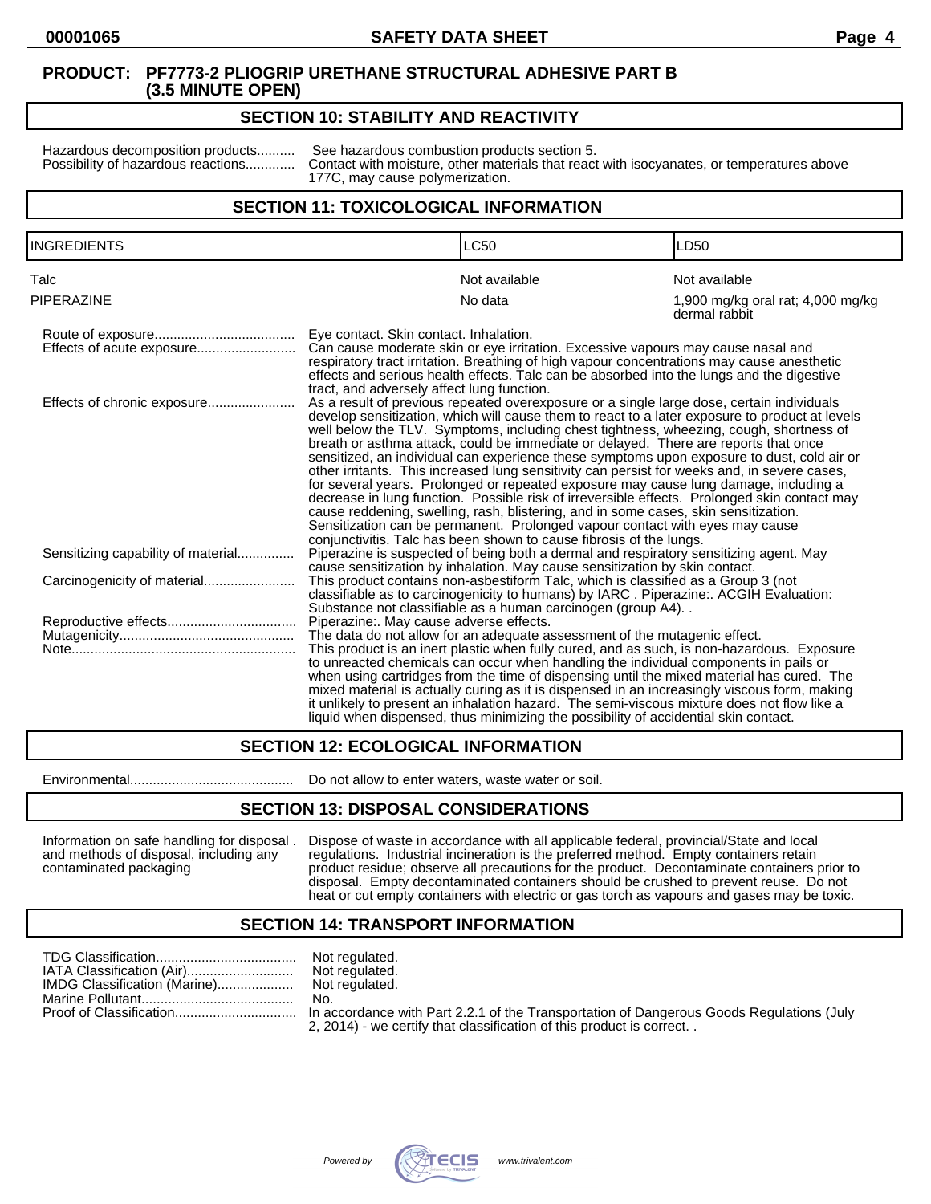**PRODUCT: PF7773-2 PLIOGRIP URETHANE STRUCTURAL ADHESIVE PART B (3.5 MINUTE OPEN)**

## SECTION 10: STABILITY AND REACTIVITY

Hazardous decomposition products.......... See hazardous combustion products section 5.

Possibility of hazardous reactions............. Contact with moisture, other materials that react with isocyanates, or temperatures above 177C, may cause polymerization.

## SECTION 11: TOXICOLOGICAL INFORMATION

| INGREDIENTS | LC50 | LD50 |
|---|---|---|
| Talc | Not available | Not available |
| PIPERAZINE | No data | 1,900 mg/kg oral rat; 4,000 mg/kg dermal rabbit |

Route of exposure..................................... Eye contact. Skin contact. Inhalation.

Effects of acute exposure.......................... Can cause moderate skin or eye irritation. Excessive vapours may cause nasal and respiratory tract irritation. Breathing of high vapour concentrations may cause anesthetic effects and serious health effects. Talc can be absorbed into the lungs and the digestive tract, and adversely affect lung function.

Effects of chronic exposure....................... As a result of previous repeated overexposure or a single large dose, certain individuals develop sensitization, which will cause them to react to a later exposure to product at levels well below the TLV. Symptoms, including chest tightness, wheezing, cough, shortness of breath or asthma attack, could be immediate or delayed. There are reports that once sensitized, an individual can experience these symptoms upon exposure to dust, cold air or other irritants. This increased lung sensitivity can persist for weeks and, in severe cases, for several years. Prolonged or repeated exposure may cause lung damage, including a decrease in lung function. Possible risk of irreversible effects. Prolonged skin contact may cause reddening, swelling, rash, blistering, and in some cases, skin sensitization. Sensitization can be permanent. Prolonged vapour contact with eyes may cause conjunctivitis. Talc has been shown to cause fibrosis of the lungs.

Sensitizing capability of material............... Piperazine is suspected of being both a dermal and respiratory sensitizing agent. May cause sensitization by inhalation. May cause sensitization by skin contact.

Carcinogenicity of material........................ This product contains non-asbestiform Talc, which is classified as a Group 3 (not classifiable as to carcinogenicity to humans) by IARC . Piperazine:. ACGIH Evaluation: Substance not classifiable as a human carcinogen (group A4). .

Reproductive effects.................................. Piperazine:. May cause adverse effects.

Mutagenicity.............................................. The data do not allow for an adequate assessment of the mutagenic effect.

Note........................................................... This product is an inert plastic when fully cured, and as such, is non-hazardous. Exposure to unreacted chemicals can occur when handling the individual components in pails or when using cartridges from the time of dispensing until the mixed material has cured. The mixed material is actually curing as it is dispensed in an increasingly viscous form, making it unlikely to present an inhalation hazard. The semi-viscous mixture does not flow like a liquid when dispensed, thus minimizing the possibility of accidental skin contact.

## SECTION 12: ECOLOGICAL INFORMATION

Environmental........................................... Do not allow to enter waters, waste water or soil.

## SECTION 13: DISPOSAL CONSIDERATIONS

Information on safe handling for disposal . and methods of disposal, including any contaminated packaging: Dispose of waste in accordance with all applicable federal, provincial/State and local regulations. Industrial incineration is the preferred method. Empty containers retain product residue; observe all precautions for the product. Decontaminate containers prior to disposal. Empty decontaminated containers should be crushed to prevent reuse. Do not heat or cut empty containers with electric or gas torch as vapours and gases may be toxic.

## SECTION 14: TRANSPORT INFORMATION

TDG Classification..................................... Not regulated.

IATA Classification (Air)............................ Not regulated.

IMDG Classification (Marine).................... Not regulated.

Marine Pollutant......................................... No.

Proof of Classification................................ In accordance with Part 2.2.1 of the Transportation of Dangerous Goods Regulations (July 2, 2014) - we certify that classification of this product is correct. .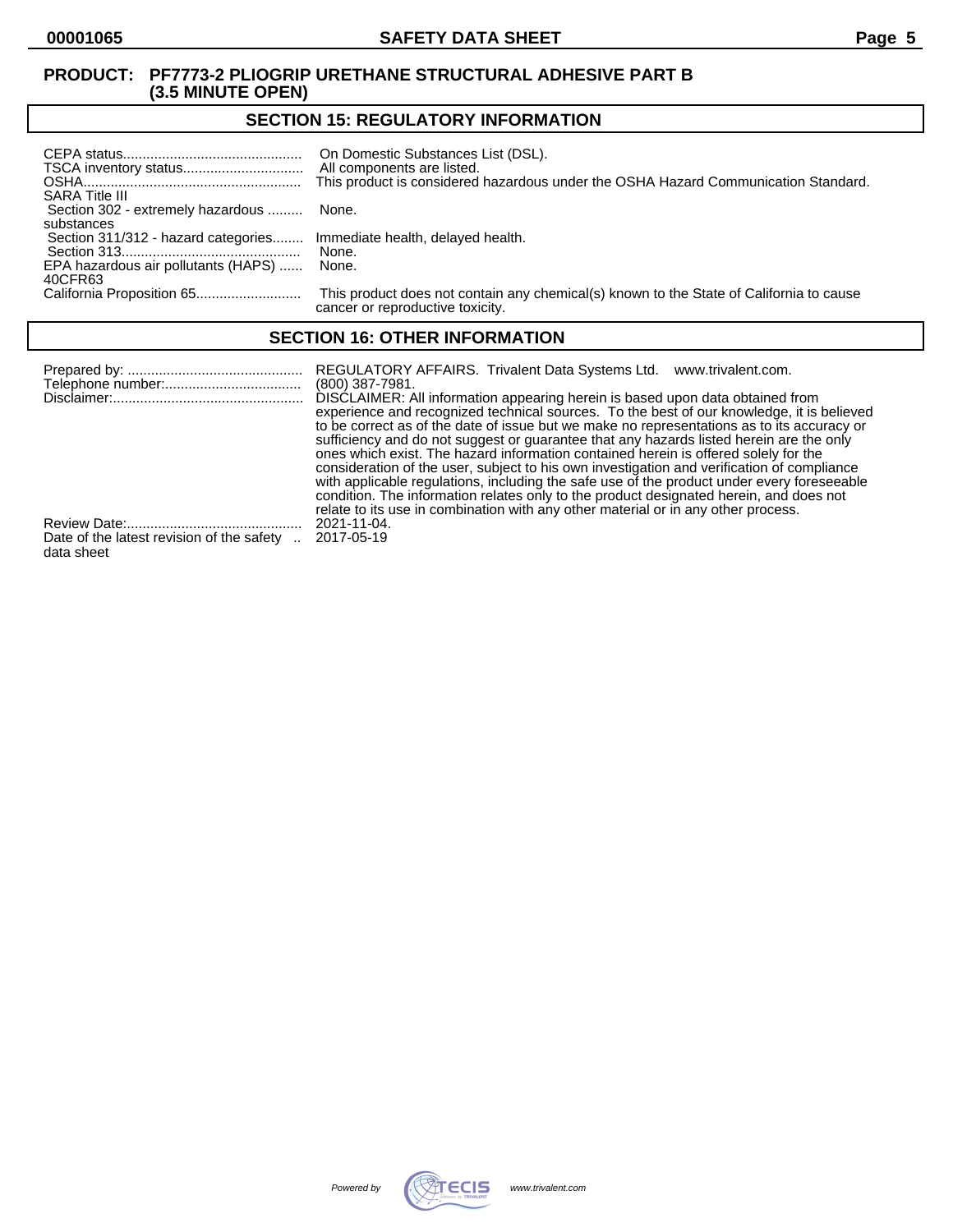**PRODUCT: PF7773-2 PLIOGRIP URETHANE STRUCTURAL ADHESIVE PART B (3.5 MINUTE OPEN)**

## SECTION 15: REGULATORY INFORMATION

| | |
|---|---|
| CEPA status | On Domestic Substances List (DSL). |
| TSCA inventory status | All components are listed. |
| OSHA | This product is considered hazardous under the OSHA Hazard Communication Standard. |
| SARA Title III | |
| Section 302 - extremely hazardous substances | None. |
| Section 311/312 - hazard categories | Immediate health, delayed health. |
| Section 313 | None. |
| EPA hazardous air pollutants (HAPS) 40CFR63 | None. |
| California Proposition 65 | This product does not contain any chemical(s) known to the State of California to cause cancer or reproductive toxicity. |

## SECTION 16: OTHER INFORMATION

| | |
|---|---|
| Prepared by: | REGULATORY AFFAIRS. Trivalent Data Systems Ltd. www.trivalent.com. |
| Telephone number: | (800) 387-7981. |
| Disclaimer: | DISCLAIMER: All information appearing herein is based upon data obtained from experience and recognized technical sources. To the best of our knowledge, it is believed to be correct as of the date of issue but we make no representations as to its accuracy or sufficiency and do not suggest or guarantee that any hazards listed herein are the only ones which exist. The hazard information contained herein is offered solely for the consideration of the user, subject to his own investigation and verification of compliance with applicable regulations, including the safe use of the product under every foreseeable condition. The information relates only to the product designated herein, and does not relate to its use in combination with any other material or in any other process. |
| Review Date: | 2021-11-04. |
| Date of the latest revision of the safety data sheet | 2017-05-19 |